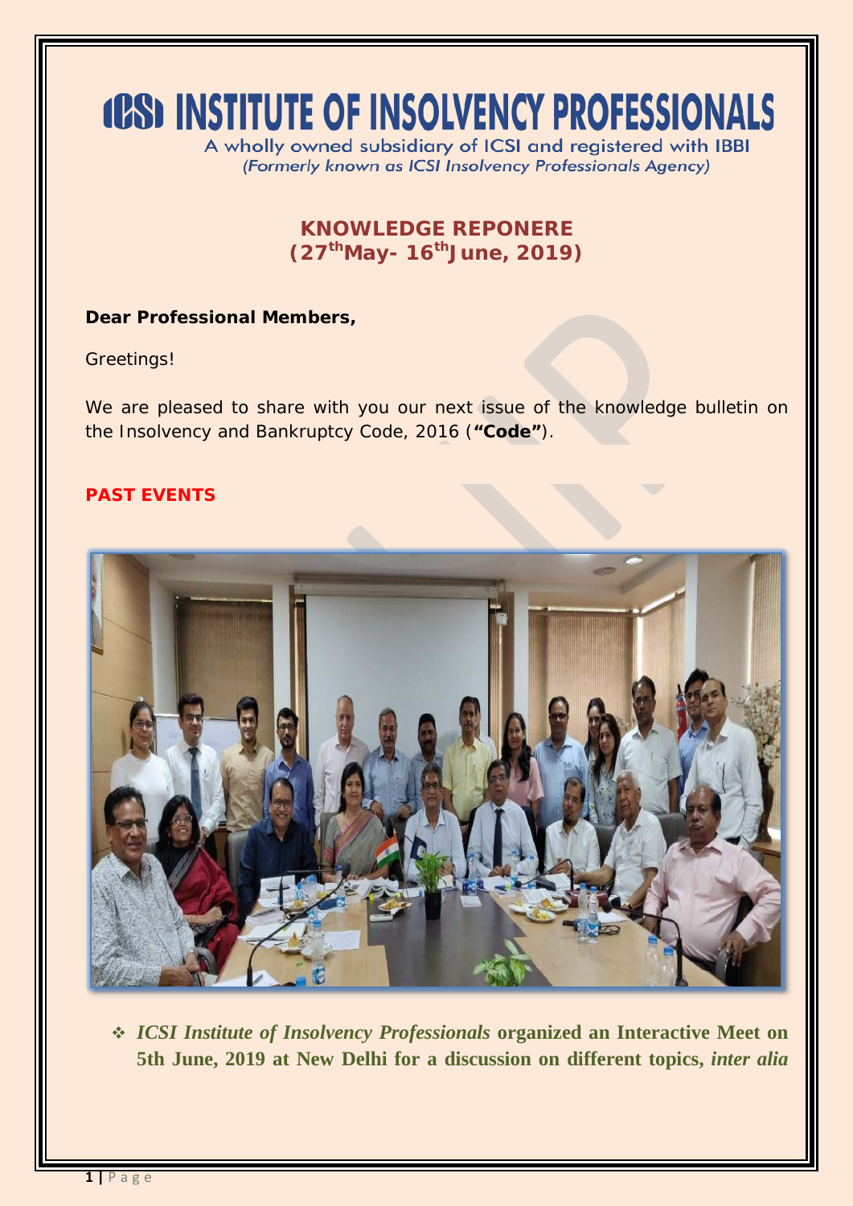# ICSI INSTITUTE OF INSOLVENCY PROFESSIONALS

A wholly owned subsidiary of ICSI and registered with IBBI
*(Formerly known as ICSI Insolvency Professionals Agency)*

## KNOWLEDGE REPONERE
## (27th May- 16th June, 2019)

**Dear Professional Members,**

Greetings!

We are pleased to share with you our next issue of the knowledge bulletin on the Insolvency and Bankruptcy Code, 2016 (**"Code"**).

### PAST EVENTS

- ***ICSI Institute of Insolvency Professionals*** **organized an Interactive Meet on 5th June, 2019 at New Delhi for a discussion on different topics,** ***inter alia***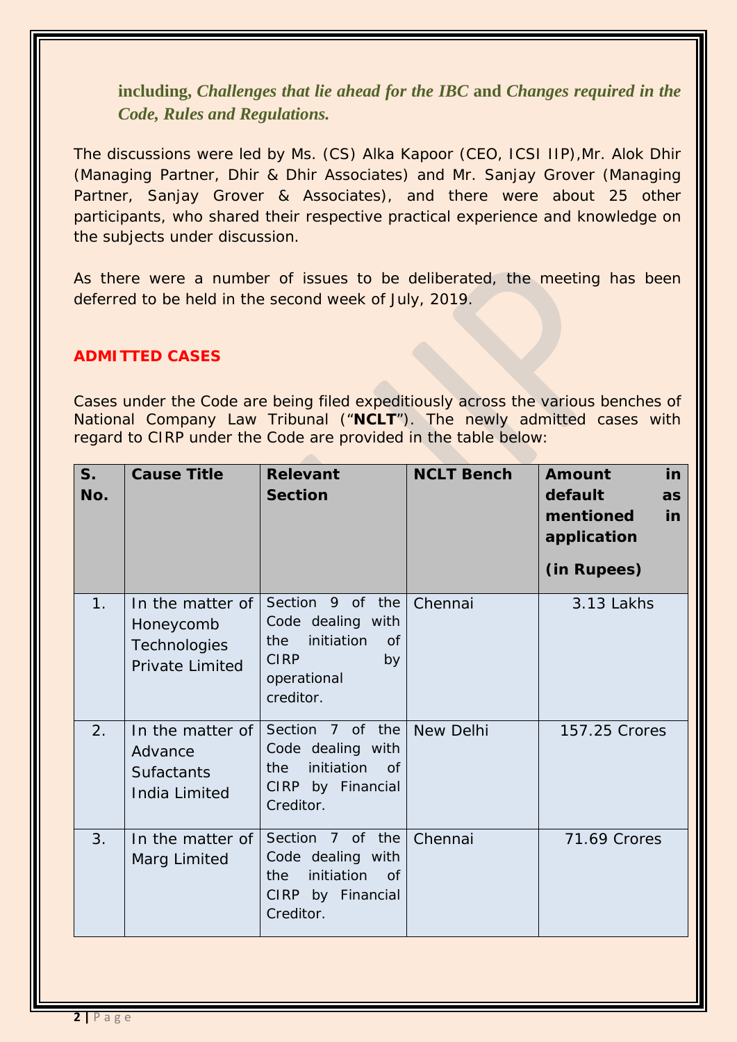**including,** ***Challenges that lie ahead for the IBC*** **and** ***Changes required in the Code, Rules and Regulations.***

The discussions were led by Ms. (CS) Alka Kapoor (CEO, ICSI IIP),Mr. Alok Dhir (Managing Partner, Dhir & Dhir Associates) and Mr. Sanjay Grover (Managing Partner, Sanjay Grover & Associates), and there were about 25 other participants, who shared their respective practical experience and knowledge on the subjects under discussion.

As there were a number of issues to be deliberated, the meeting has been deferred to be held in the second week of July, 2019.

## ADMITTED CASES

Cases under the Code are being filed expeditiously across the various benches of National Company Law Tribunal ("**NCLT**"). The newly admitted cases with regard to CIRP under the Code are provided in the table below:

| S. No. | Cause Title | Relevant Section | NCLT Bench | Amount in default as mentioned in application (in Rupees) |
|---|---|---|---|---|
| 1. | In the matter of Honeycomb Technologies Private Limited | Section 9 of the Code dealing with the initiation of CIRP by operational creditor. | Chennai | 3.13 Lakhs |
| 2. | In the matter of Advance Sufactants India Limited | Section 7 of the Code dealing with the initiation of CIRP by Financial Creditor. | New Delhi | 157.25 Crores |
| 3. | In the matter of Marg Limited | Section 7 of the Code dealing with the initiation of CIRP by Financial Creditor. | Chennai | 71.69 Crores |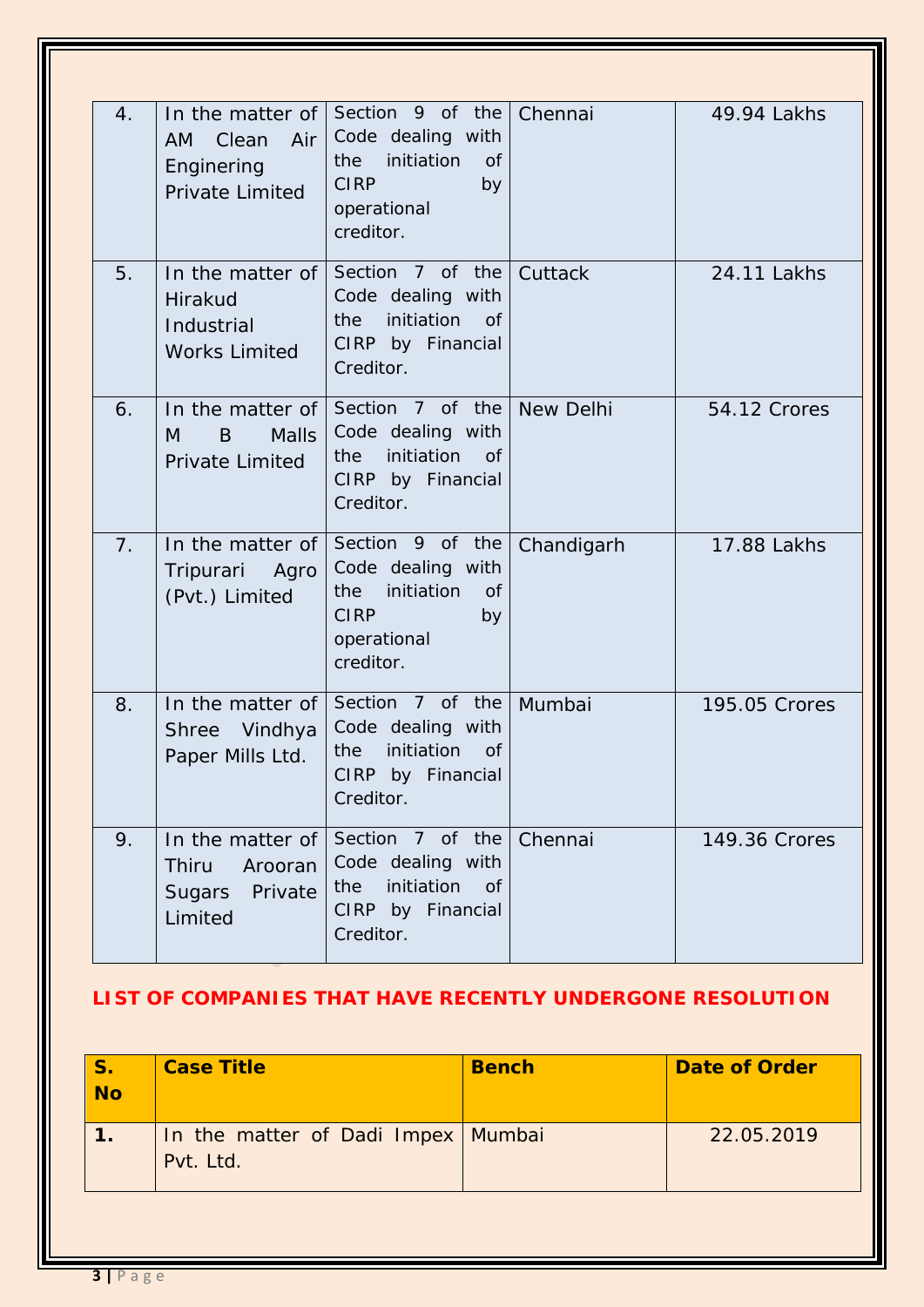| | | | | |
|---|---|---|---|---|
| 4. | In the matter of AM Clean Air Enginering Private Limited | Section 9 of the Code dealing with the initiation of CIRP by operational creditor. | Chennai | 49.94 Lakhs |
| 5. | In the matter of Hirakud Industrial Works Limited | Section 7 of the Code dealing with the initiation of CIRP by Financial Creditor. | Cuttack | 24.11 Lakhs |
| 6. | In the matter of M B Malls Private Limited | Section 7 of the Code dealing with the initiation of CIRP by Financial Creditor. | New Delhi | 54.12 Crores |
| 7. | In the matter of Tripurari Agro (Pvt.) Limited | Section 9 of the Code dealing with the initiation of CIRP by operational creditor. | Chandigarh | 17.88 Lakhs |
| 8. | In the matter of Shree Vindhya Paper Mills Ltd. | Section 7 of the Code dealing with the initiation of CIRP by Financial Creditor. | Mumbai | 195.05 Crores |
| 9. | In the matter of Thiru Arooran Sugars Private Limited | Section 7 of the Code dealing with the initiation of CIRP by Financial Creditor. | Chennai | 149.36 Crores |

## LIST OF COMPANIES THAT HAVE RECENTLY UNDERGONE RESOLUTION

| S. No | Case Title | Bench | Date of Order |
|---|---|---|---|
| **1.** | In the matter of Dadi Impex Pvt. Ltd. | Mumbai | 22.05.2019 |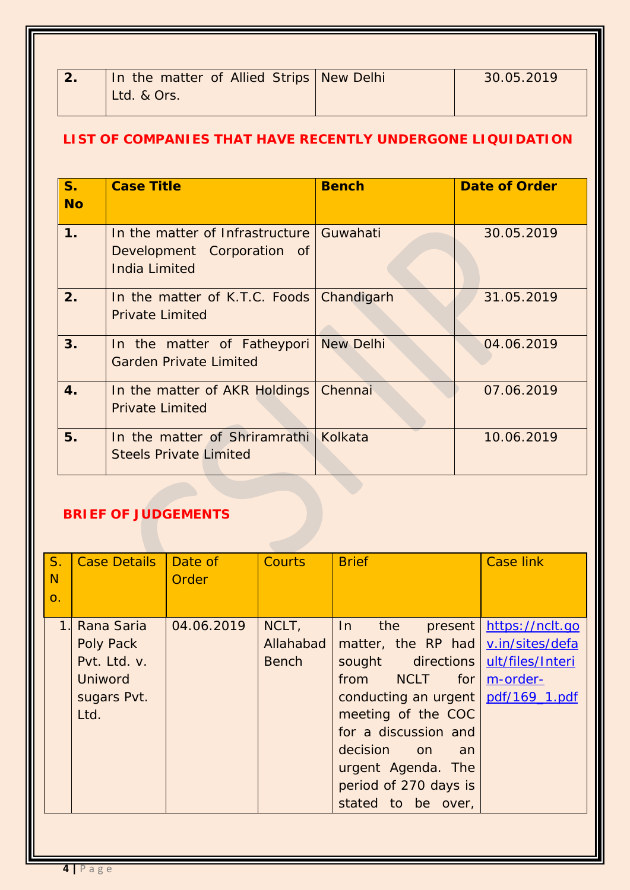| | | | |
|---|---|---|---|
| **2.** | In the matter of Allied Strips Ltd. & Ors. | New Delhi | 30.05.2019 |

## LIST OF COMPANIES THAT HAVE RECENTLY UNDERGONE LIQUIDATION

| S. No | Case Title | Bench | Date of Order |
|---|---|---|---|
| **1.** | In the matter of Infrastructure Development Corporation of India Limited | Guwahati | 30.05.2019 |
| **2.** | In the matter of K.T.C. Foods Private Limited | Chandigarh | 31.05.2019 |
| **3.** | In the matter of Fatheypori Garden Private Limited | New Delhi | 04.06.2019 |
| **4.** | In the matter of AKR Holdings Private Limited | Chennai | 07.06.2019 |
| **5.** | In the matter of Shriramrathi Steels Private Limited | Kolkata | 10.06.2019 |

## BRIEF OF JUDGEMENTS

| S. No. | Case Details | Date of Order | Courts | Brief | Case link |
|---|---|---|---|---|---|
| 1. | Rana Saria Poly Pack Pvt. Ltd. v. Uniword sugars Pvt. Ltd. | 04.06.2019 | NCLT, Allahabad Bench | In the present matter, the RP had sought directions from NCLT for conducting an urgent meeting of the COC for a discussion and decision on an urgent Agenda. The period of 270 days is stated to be over, | https://nclt.gov.in/sites/default/files/Interim-order-pdf/169_1.pdf |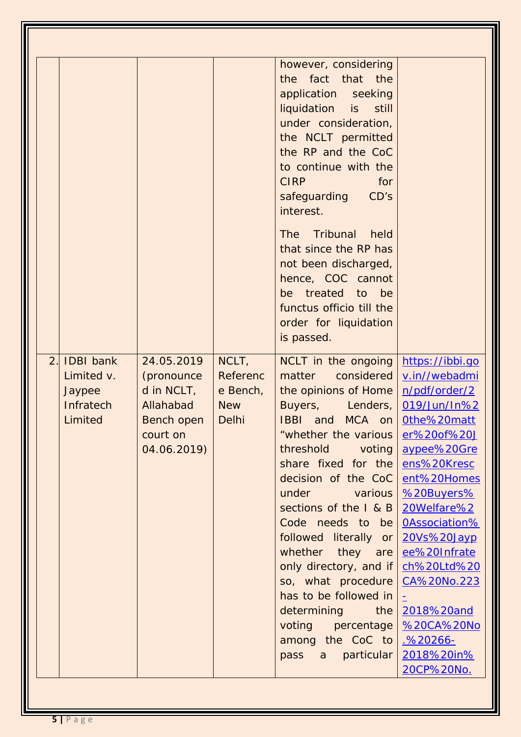| | | | | | |
|---|---|---|---|---|---|
| | | | | however, considering the fact that the application seeking liquidation is still under consideration, the NCLT permitted the RP and the CoC to continue with the CIRP for safeguarding CD's interest.<br><br>The Tribunal held that since the RP has not been discharged, hence, COC cannot be treated to be functus officio till the order for liquidation is passed. | |
| 2. | IDBI bank Limited v. Jaypee Infratech Limited | 24.05.2019 (pronounced in NCLT, Allahabad Bench open court on 04.06.2019) | NCLT, Reference Bench, New Delhi | NCLT in the ongoing matter considered the opinions of Home Buyers, Lenders, IBBI and MCA on "whether the various threshold voting share fixed for the decision of the CoC under various sections of the I & B Code needs to be followed literally or whether they are only directory, and if so, what procedure has to be followed in determining the voting percentage among the CoC to pass a particular | [https://ibbi.gov.in//webadmin/pdf/order/2019/Jun/In%20the%20matter%20of%20Jaypee%20Greens%20Krescent%20Homes%20Buyers%20Welfare%20Association%20Vs%20Jaypee%20Infratech%20Ltd%20CA%20No.223-2018%20and%20CA%20No.%20266-2018%20in%20CP%20No.](https://ibbi.gov.in//webadmin/pdf/order/2019/Jun/In%20the%20matter%20of%20Jaypee%20Greens%20Krescent%20Homes%20Buyers%20Welfare%20Association%20Vs%20Jaypee%20Infratech%20Ltd%20CA%20No.223-2018%20and%20CA%20No.%20266-2018%20in%20CP%20No.) |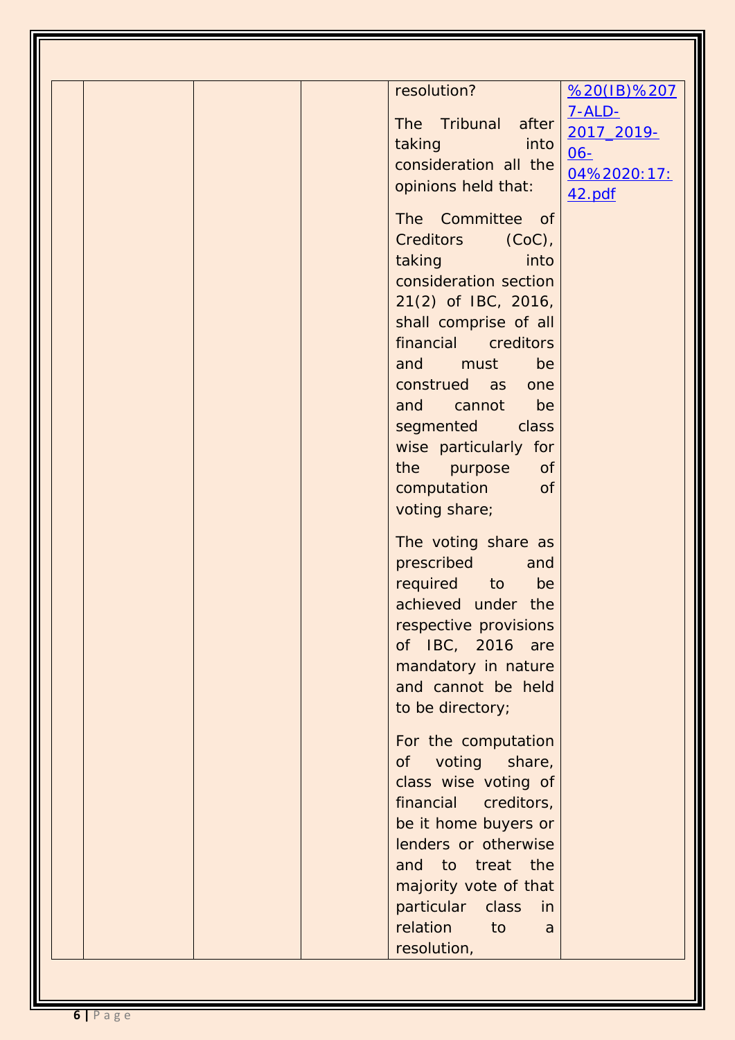|  |  |  |  | resolution?<br><br>The Tribunal after taking into consideration all the opinions held that:<br><br>The Committee of Creditors (CoC), taking into consideration section 21(2) of IBC, 2016, shall comprise of all financial creditors and must be construed as one and cannot be segmented class wise particularly for the purpose of computation of voting share;<br><br>The voting share as prescribed and required to be achieved under the respective provisions of IBC, 2016 are mandatory in nature and cannot be held to be directory;<br><br>For the computation of voting share, class wise voting of financial creditors, be it home buyers or lenders or otherwise and to treat the majority vote of that particular class in relation to a resolution, | %20(IB)%2077-ALD-2017_2019-06-04%2020:17:42.pdf |
|---|---|---|---|---|---|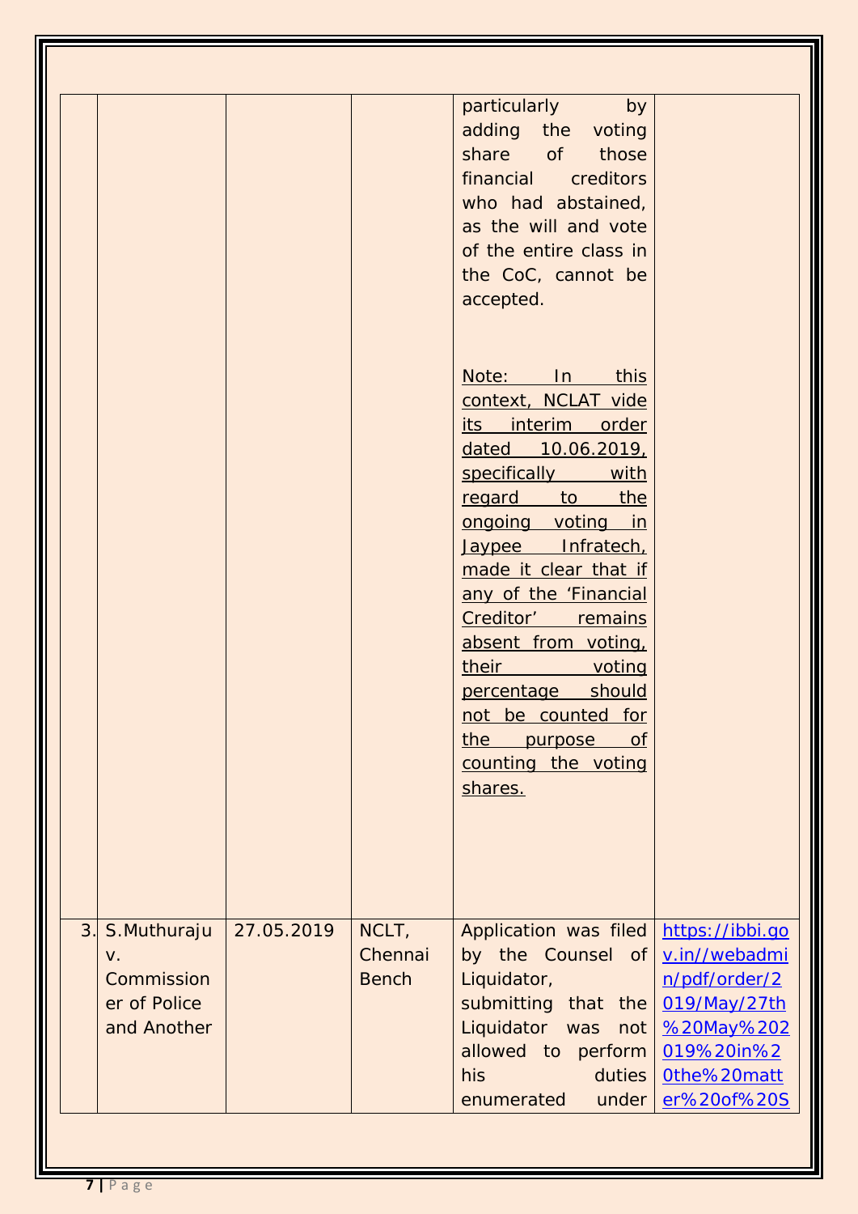| | | | | | |
|---|---|---|---|---|---|
| | | | | particularly by adding the voting share of those financial creditors who had abstained, as the will and vote of the entire class in the CoC, cannot be accepted.<br><br><u>Note: In this context, NCLAT vide its interim order dated 10.06.2019, specifically with regard to the ongoing voting in Jaypee Infratech, made it clear that if any of the 'Financial Creditor' remains absent from voting, their voting percentage should not be counted for the purpose of counting the voting shares.</u> | |
| 3. | S.Muthuraju v. Commissioner of Police and Another | 27.05.2019 | NCLT, Chennai Bench | Application was filed by the Counsel of Liquidator, submitting that the Liquidator was not allowed to perform his duties enumerated under | https://ibbi.gov.in//webadmin/pdf/order/2019/May/27th%20May%202019%20in%20the%20matter%20of%20S |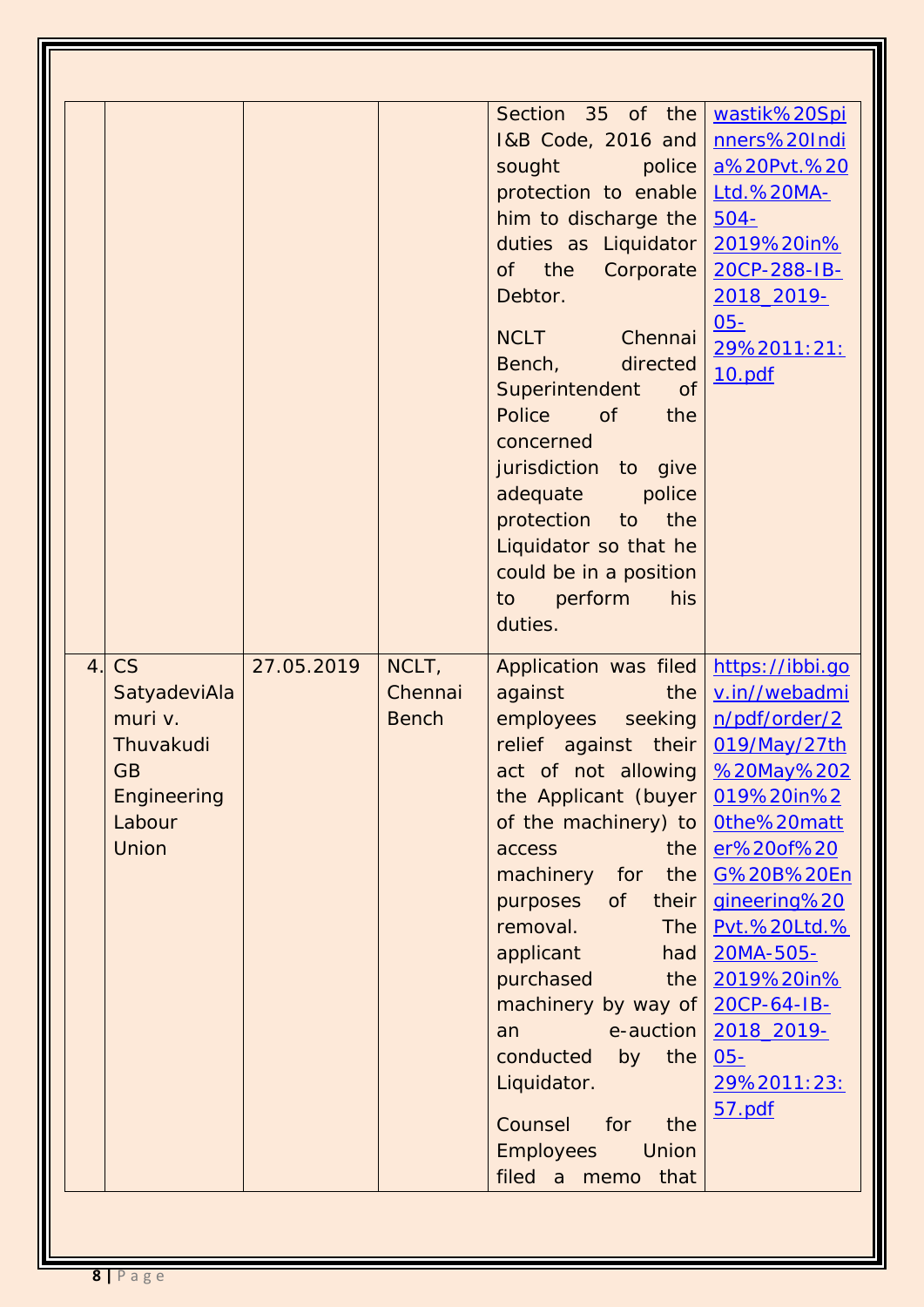| | | | | | |
|---|---|---|---|---|---|
| | | | | Section 35 of the I&B Code, 2016 and sought police protection to enable him to discharge the duties as Liquidator of the Corporate Debtor.<br><br>NCLT Chennai Bench, directed Superintendent of Police of the concerned jurisdiction to give adequate police protection to the Liquidator so that he could be in a position to perform his duties. | wastik%20Spinners%20India%20Pvt.%20Ltd.%20MA-504-2019%20in%20CP-288-IB-2018_2019-05-29%2011:21:10.pdf |
| 4. | CS SatyadeviAlamuri v. Thuvakudi GB Engineering Labour Union | 27.05.2019 | NCLT, Chennai Bench | Application was filed against the employees seeking relief against their act of not allowing the Applicant (buyer of the machinery) to access the machinery for the purposes of their removal. The applicant had purchased the machinery by way of an e-auction conducted by the Liquidator.<br><br>Counsel for the Employees Union filed a memo that | https://ibbi.gov.in//webadmin/pdf/order/2019/May/27th%20May%202019%20in%20the%20matter%20of%20G%20B%20Engineering%20Pvt.%20Ltd.%20MA-505-2019%20in%20CP-64-IB-2018_2019-05-29%2011:23:57.pdf |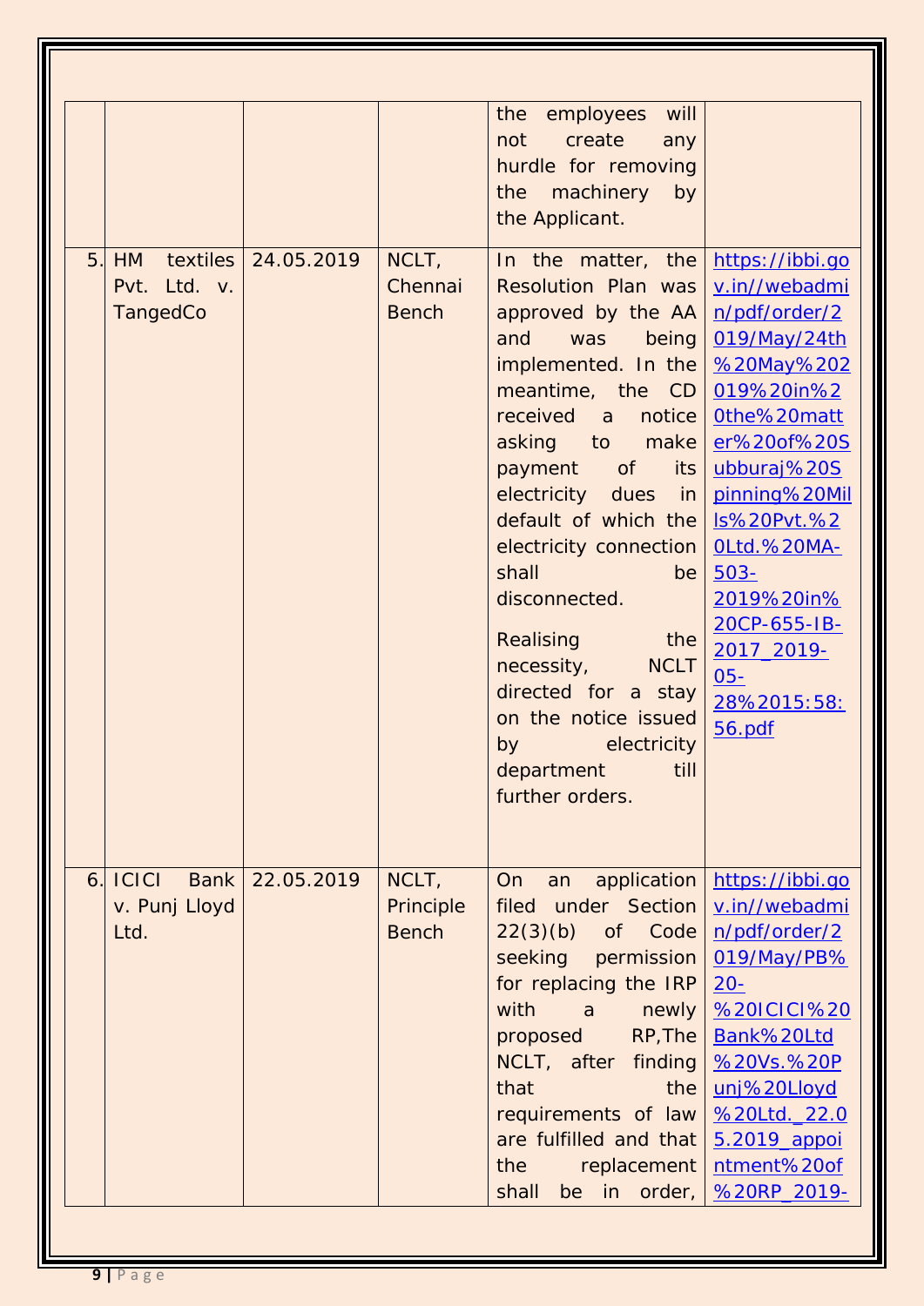|  |  |  |  | the employees will not create any hurdle for removing the machinery by the Applicant. |  |
|---|---|---|---|---|---|
| 5. | HM textiles Pvt. Ltd. v. TangedCo | 24.05.2019 | NCLT, Chennai Bench | In the matter, the Resolution Plan was approved by the AA and was being implemented. In the meantime, the CD received a notice asking to make payment of its electricity dues in default of which the electricity connection shall be disconnected.<br><br>Realising the necessity, NCLT directed for a stay on the notice issued by electricity department till further orders. | https://ibbi.gov.in//webadmin/pdf/order/2019/May/24th%20May%202019%20in%20the%20matter%20of%20Subburaj%20Spinning%20Mills%20Pvt.%20Ltd.%20MA-503-2019%20in%20CP-655-IB-2017_2019-05-28%2015:58:56.pdf |
| 6. | ICICI Bank v. Punj Lloyd Ltd. | 22.05.2019 | NCLT, Principle Bench | On an application filed under Section 22(3)(b) of Code seeking permission for replacing the IRP with a newly proposed RP,The NCLT, after finding that the requirements of law are fulfilled and that the replacement shall be in order, | https://ibbi.gov.in//webadmin/pdf/order/2019/May/PB%20-%20ICICI%20Bank%20Ltd%20Vs.%20Punj%20Lloyd%20Ltd._22.05.2019_appointment%20of%20RP_2019- |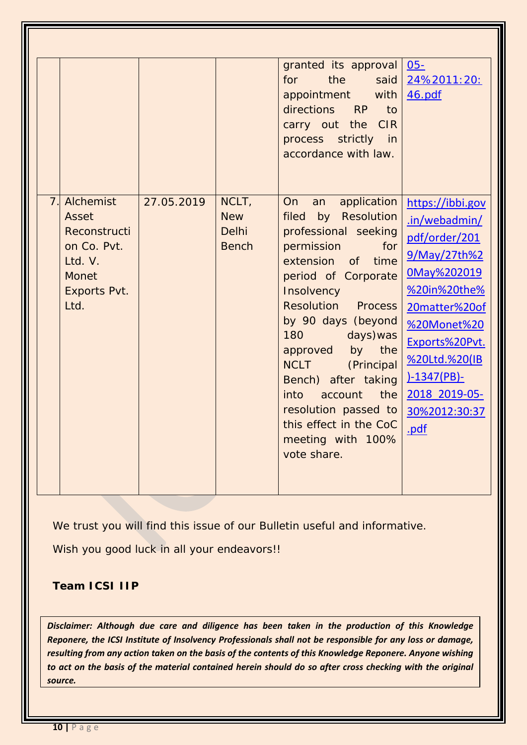| | | | | | |
|---|---|---|---|---|---|
| | | | | granted its approval for the said appointment with directions RP to carry out the CIR process strictly in accordance with law. | 05-24%2011:20:46.pdf |
| 7. | Alchemist Asset Reconstruction Co. Pvt. Ltd. V. Monet Exports Pvt. Ltd. | 27.05.2019 | NCLT, New Delhi Bench | On an application filed by Resolution professional seeking permission for extension of time period of Corporate Insolvency Resolution Process by 90 days (beyond 180 days)was approved by the NCLT (Principal Bench) after taking into account the resolution passed to this effect in the CoC meeting with 100% vote share. | https://ibbi.gov.in/webadmin/pdf/order/2019/May/27th%20May%202019%20in%20the%20matter%20of%20Monet%20Exports%20Pvt.%20Ltd.%20(IB)-1347(PB)-2018_2019-05-30%2012:30:37.pdf |

We trust you will find this issue of our Bulletin useful and informative.

Wish you good luck in all your endeavors!!

**Team ICSI IIP**

***Disclaimer: Although due care and diligence has been taken in the production of this Knowledge Reponere, the ICSI Institute of Insolvency Professionals shall not be responsible for any loss or damage, resulting from any action taken on the basis of the contents of this Knowledge Reponere. Anyone wishing to act on the basis of the material contained herein should do so after cross checking with the original source.***